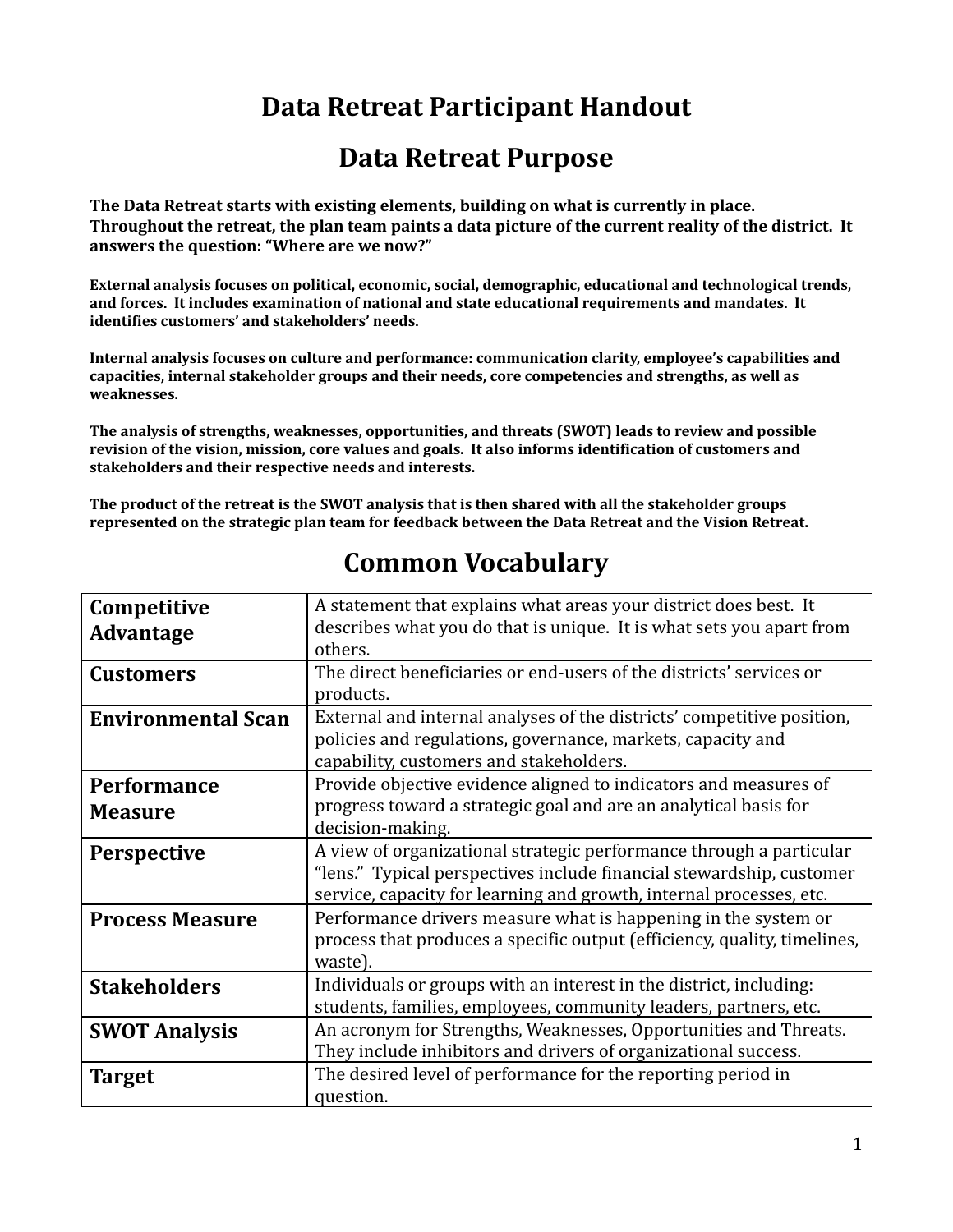# Data Retreat Participant Handout

## Data Retreat Purpose

**The Data Retreat starts with existing elements, building on what is currently in place. Throughout the retreat, the plan team paints a data picture of the current reality of the district. It answers the question: "Where are we now?"**

**External analysis focuses on political, economic, social, demographic, educational and technological trends, and forces. It includes examination of national and state educational requirements and mandates. It identifies customers' and stakeholders' needs.**

**Internal analysis focuses on culture and performance: communication clarity, employee's capabilities and capacities, internal stakeholder groups and their needs, core competencies and strengths, as well as weaknesses.**

**The analysis of strengths, weaknesses, opportunities, and threats (SWOT) leads to review and possible revision of the vision, mission, core values and goals. It also informs identification of customers and stakeholders and their respective needs and interests.**

**The product of the retreat is the SWOT analysis that is then shared with all the stakeholder groups represented on the strategic plan team for feedback between the Data Retreat and the Vision Retreat.**

## Common Vocabulary

| Term | Definition |
|---|---|
| **Competitive Advantage** | A statement that explains what areas your district does best. It describes what you do that is unique. It is what sets you apart from others. |
| **Customers** | The direct beneficiaries or end-users of the districts' services or products. |
| **Environmental Scan** | External and internal analyses of the districts' competitive position, policies and regulations, governance, markets, capacity and capability, customers and stakeholders. |
| **Performance Measure** | Provide objective evidence aligned to indicators and measures of progress toward a strategic goal and are an analytical basis for decision-making. |
| **Perspective** | A view of organizational strategic performance through a particular "lens." Typical perspectives include financial stewardship, customer service, capacity for learning and growth, internal processes, etc. |
| **Process Measure** | Performance drivers measure what is happening in the system or process that produces a specific output (efficiency, quality, timelines, waste). |
| **Stakeholders** | Individuals or groups with an interest in the district, including: students, families, employees, community leaders, partners, etc. |
| **SWOT Analysis** | An acronym for Strengths, Weaknesses, Opportunities and Threats. They include inhibitors and drivers of organizational success. |
| **Target** | The desired level of performance for the reporting period in question. |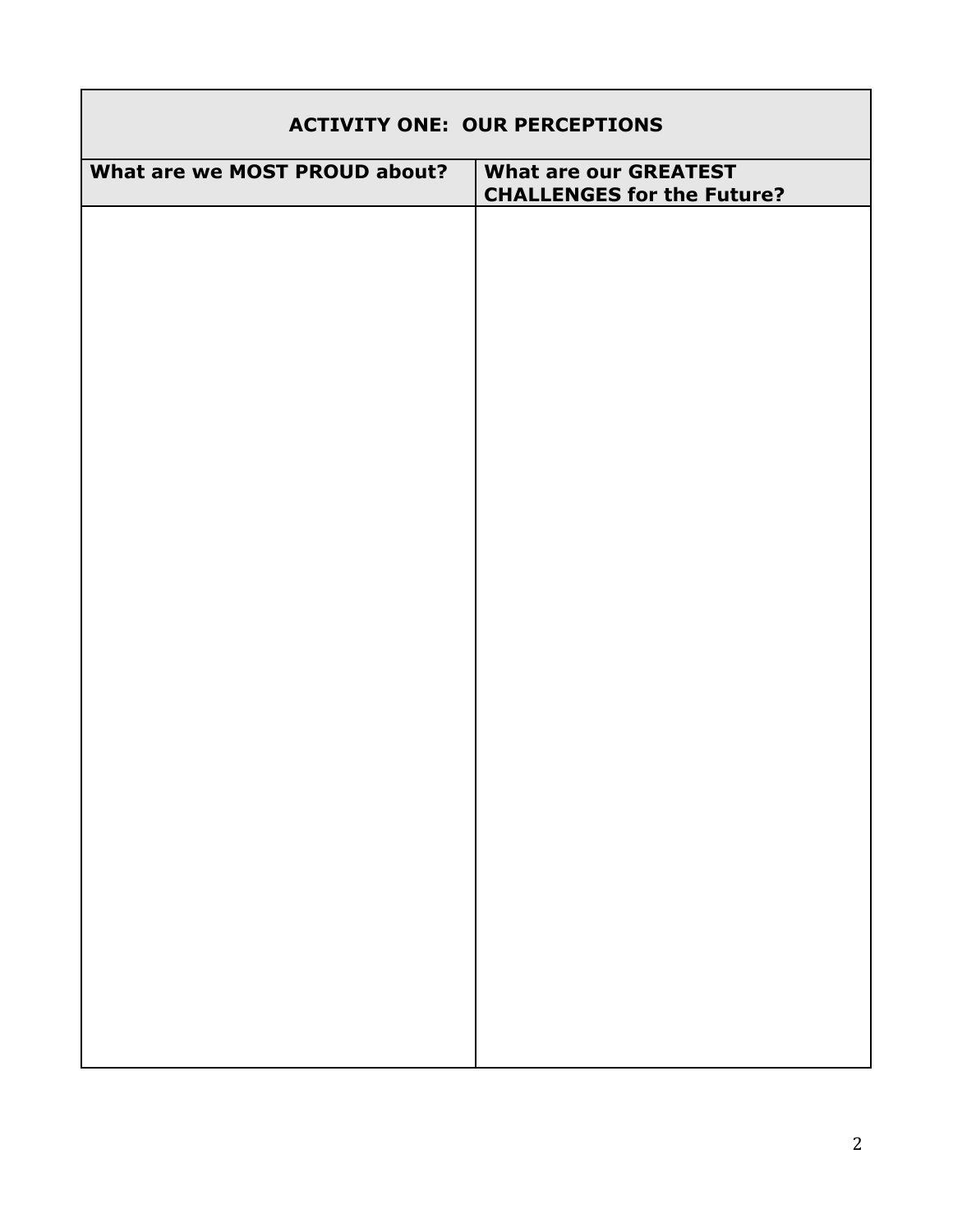| ACTIVITY ONE: OUR PERCEPTIONS | |
|---|---|
| **What are we MOST PROUD about?** | **What are our GREATEST CHALLENGES for the Future?** |
| | |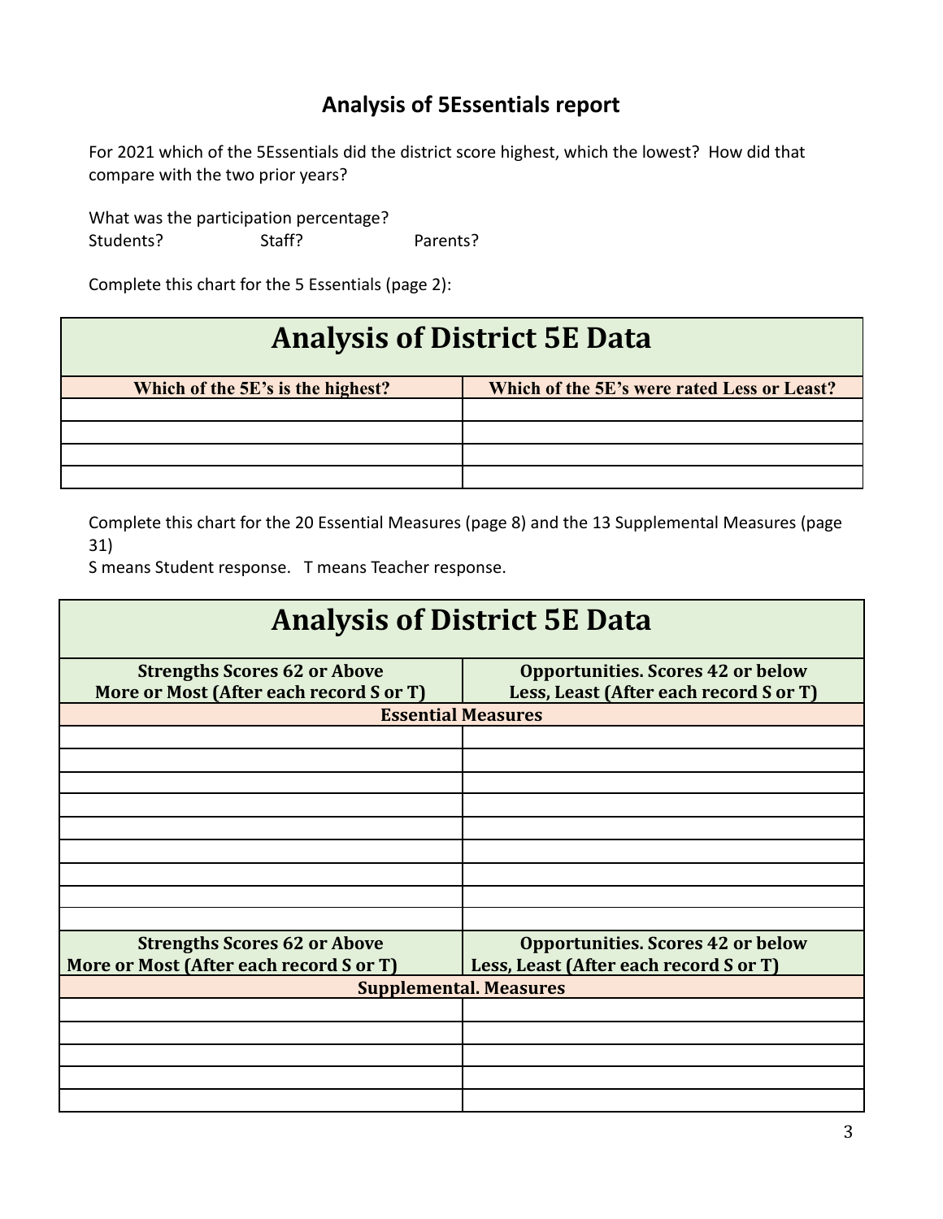## Analysis of 5Essentials report

For 2021 which of the 5Essentials did the district score highest, which the lowest? How did that compare with the two prior years?

What was the participation percentage?
Students? Staff? Parents?

Complete this chart for the 5 Essentials (page 2):

| Analysis of District 5E Data | |
|---|---|
| **Which of the 5E's is the highest?** | **Which of the 5E's were rated Less or Least?** |
| | |
| | |
| | |
| | |

Complete this chart for the 20 Essential Measures (page 8) and the 13 Supplemental Measures (page 31)
S means Student response. T means Teacher response.

| Analysis of District 5E Data | |
|---|---|
| **Strengths Scores 62 or Above More or Most (After each record S or T)** | **Opportunities. Scores 42 or below Less, Least (After each record S or T)** |
| **Essential Measures** | |
| | |
| | |
| | |
| | |
| | |
| | |
| | |
| | |
| | |
| **Strengths Scores 62 or Above More or Most (After each record S or T)** | **Opportunities. Scores 42 or below Less, Least (After each record S or T)** |
| **Supplemental. Measures** | |
| | |
| | |
| | |
| | |
| | |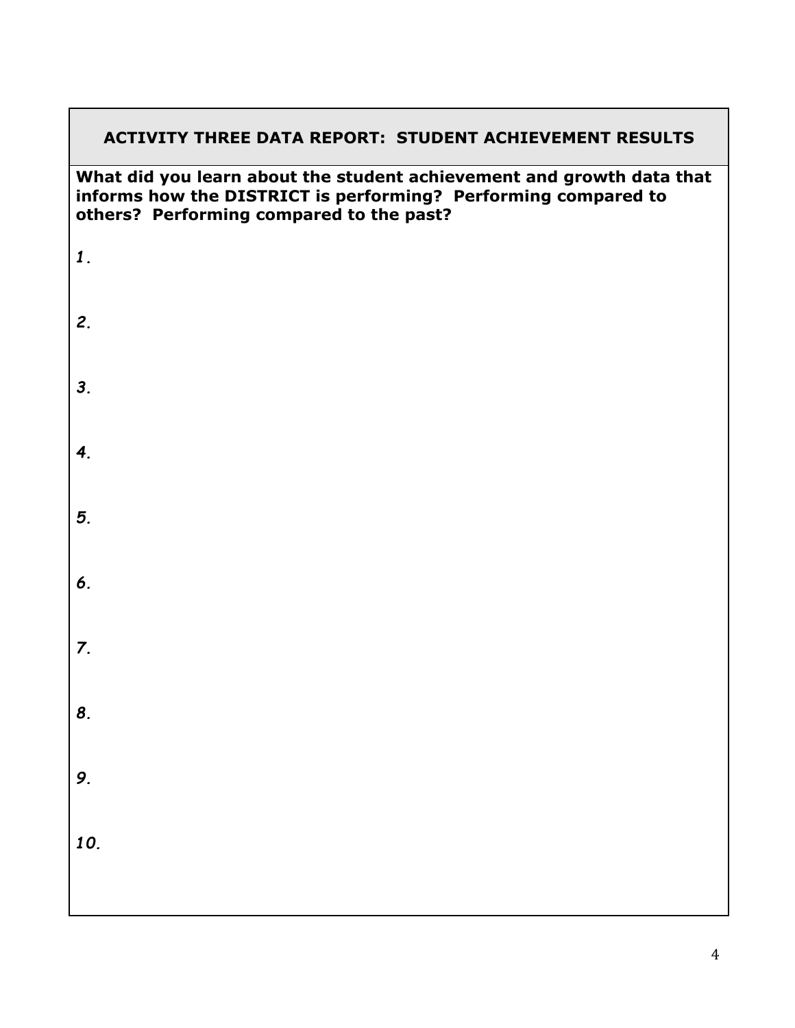## ACTIVITY THREE DATA REPORT: STUDENT ACHIEVEMENT RESULTS

**What did you learn about the student achievement and growth data that informs how the DISTRICT is performing? Performing compared to others? Performing compared to the past?**

***1.***

***2.***

***3.***

***4.***

***5.***

***6.***

***7.***

***8.***

***9.***

***10.***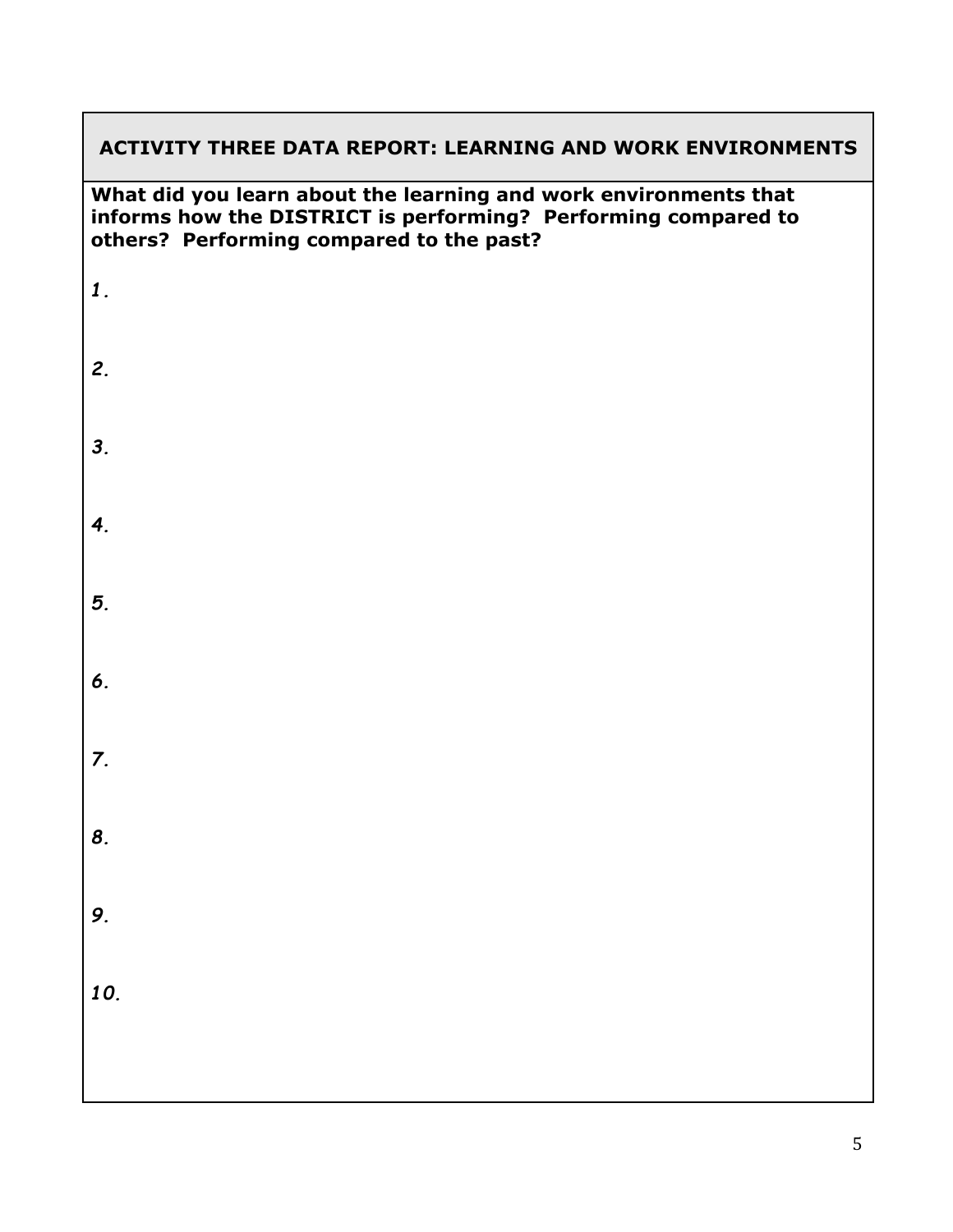## ACTIVITY THREE DATA REPORT: LEARNING AND WORK ENVIRONMENTS

**What did you learn about the learning and work environments that informs how the DISTRICT is performing? Performing compared to others? Performing compared to the past?**

***1.***

***2.***

***3.***

***4.***

***5.***

***6.***

***7.***

***8.***

***9.***

***10.***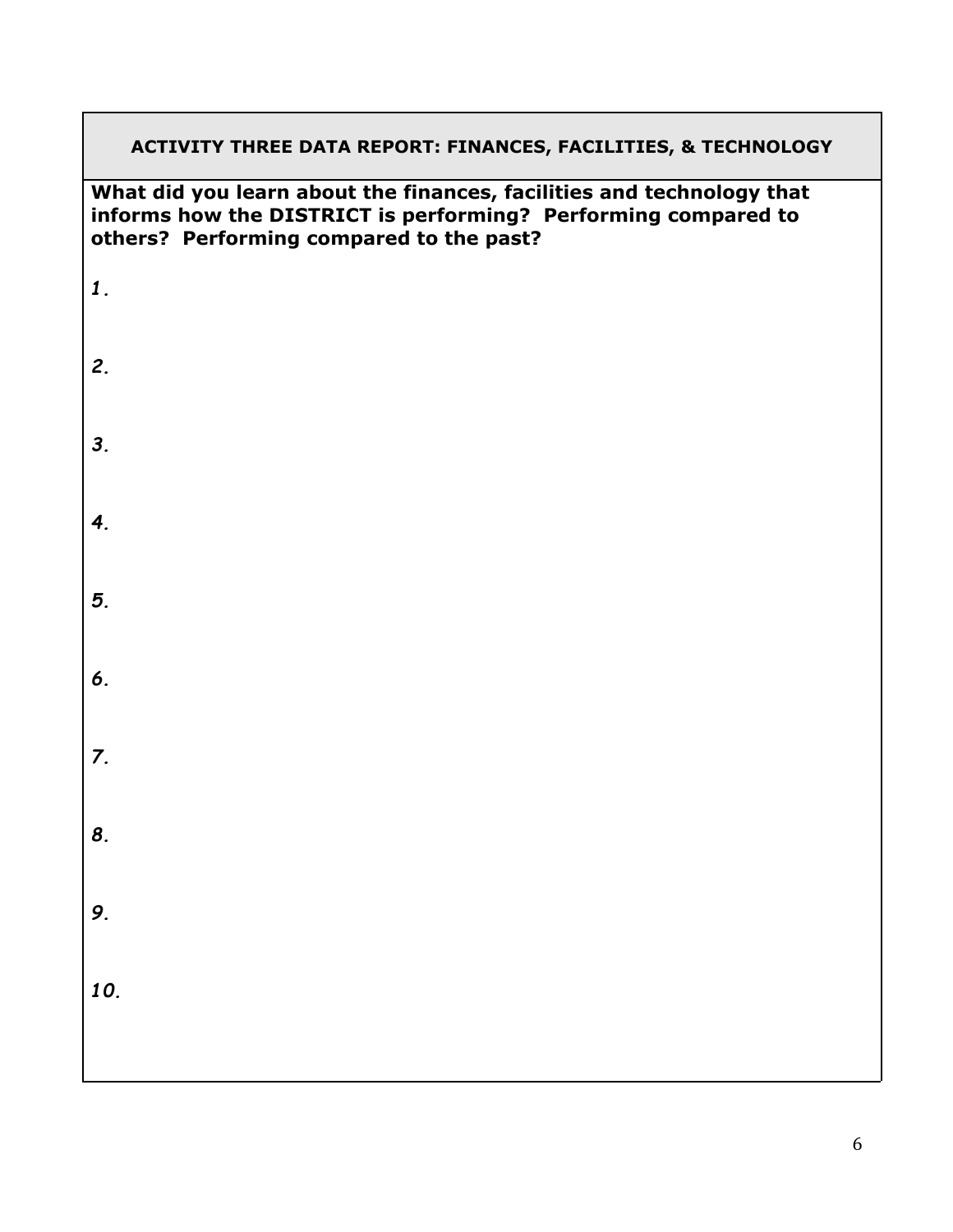## ACTIVITY THREE DATA REPORT: FINANCES, FACILITIES, & TECHNOLOGY

**What did you learn about the finances, facilities and technology that informs how the DISTRICT is performing? Performing compared to others? Performing compared to the past?**

***1.***

***2.***

***3.***

***4.***

***5.***

***6.***

***7.***

***8.***

***9.***

***10.***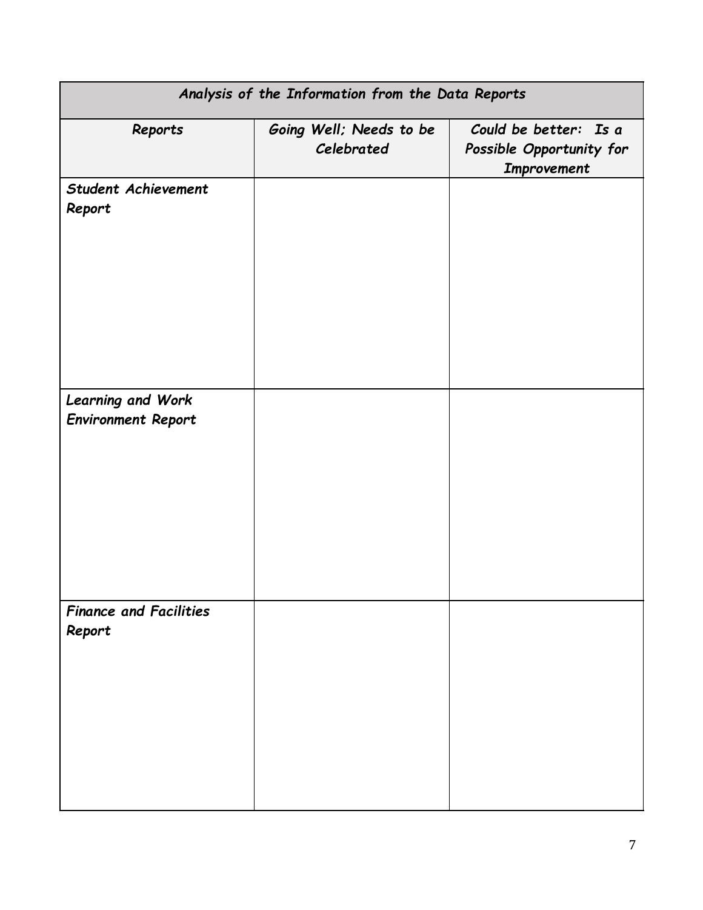| *Analysis of the Information from the Data Reports* | | |
|---|---|---|
| *Reports* | *Going Well; Needs to be Celebrated* | *Could be better: Is a Possible Opportunity for Improvement* |
| *Student Achievement Report* | | |
| *Learning and Work Environment Report* | | |
| *Finance and Facilities Report* | | |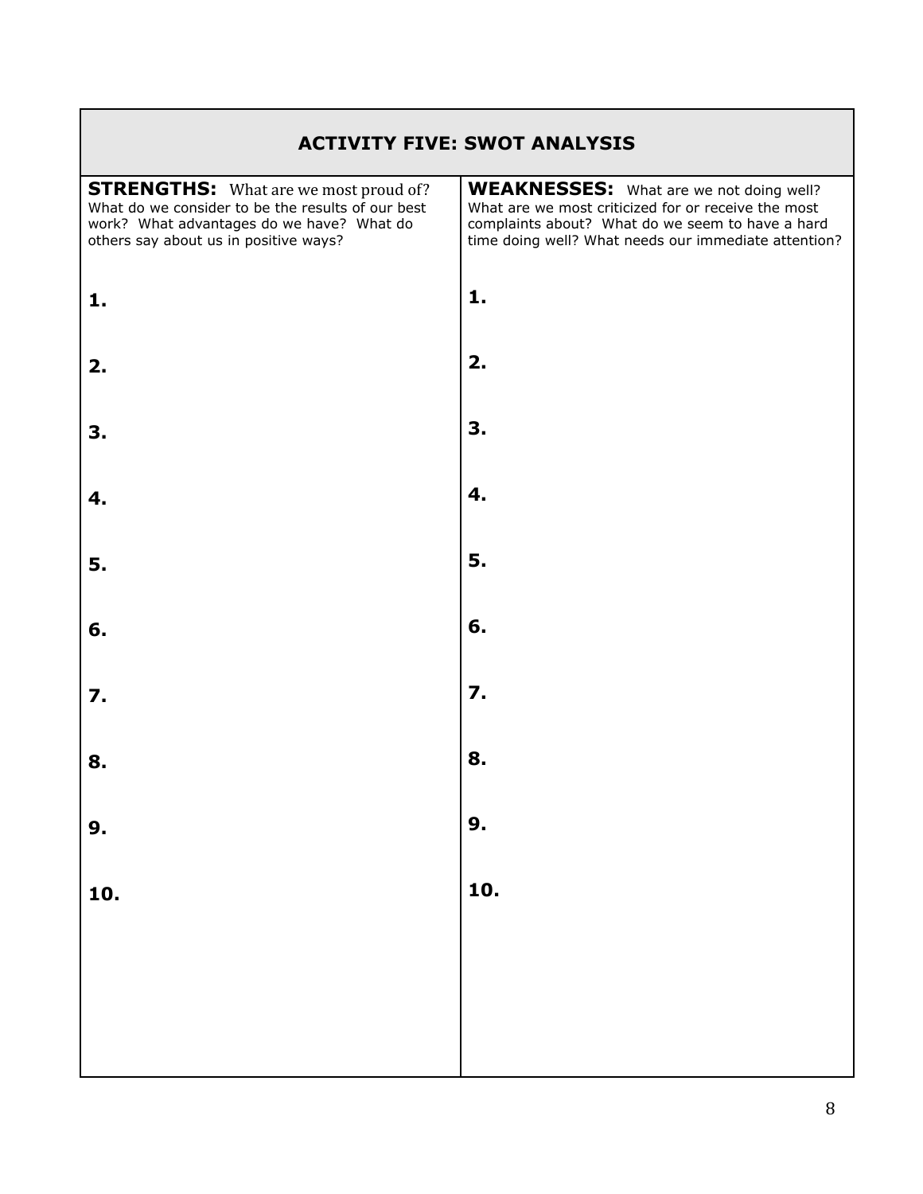| ACTIVITY FIVE: SWOT ANALYSIS | |
|---|---|
| **STRENGTHS:** What are we most proud of? What do we consider to be the results of our best work? What advantages do we have? What do others say about us in positive ways? | **WEAKNESSES:** What are we not doing well? What are we most criticized for or receive the most complaints about? What do we seem to have a hard time doing well? What needs our immediate attention? |
| **1.** | **1.** |
| **2.** | **2.** |
| **3.** | **3.** |
| **4.** | **4.** |
| **5.** | **5.** |
| **6.** | **6.** |
| **7.** | **7.** |
| **8.** | **8.** |
| **9.** | **9.** |
| **10.** | **10.** |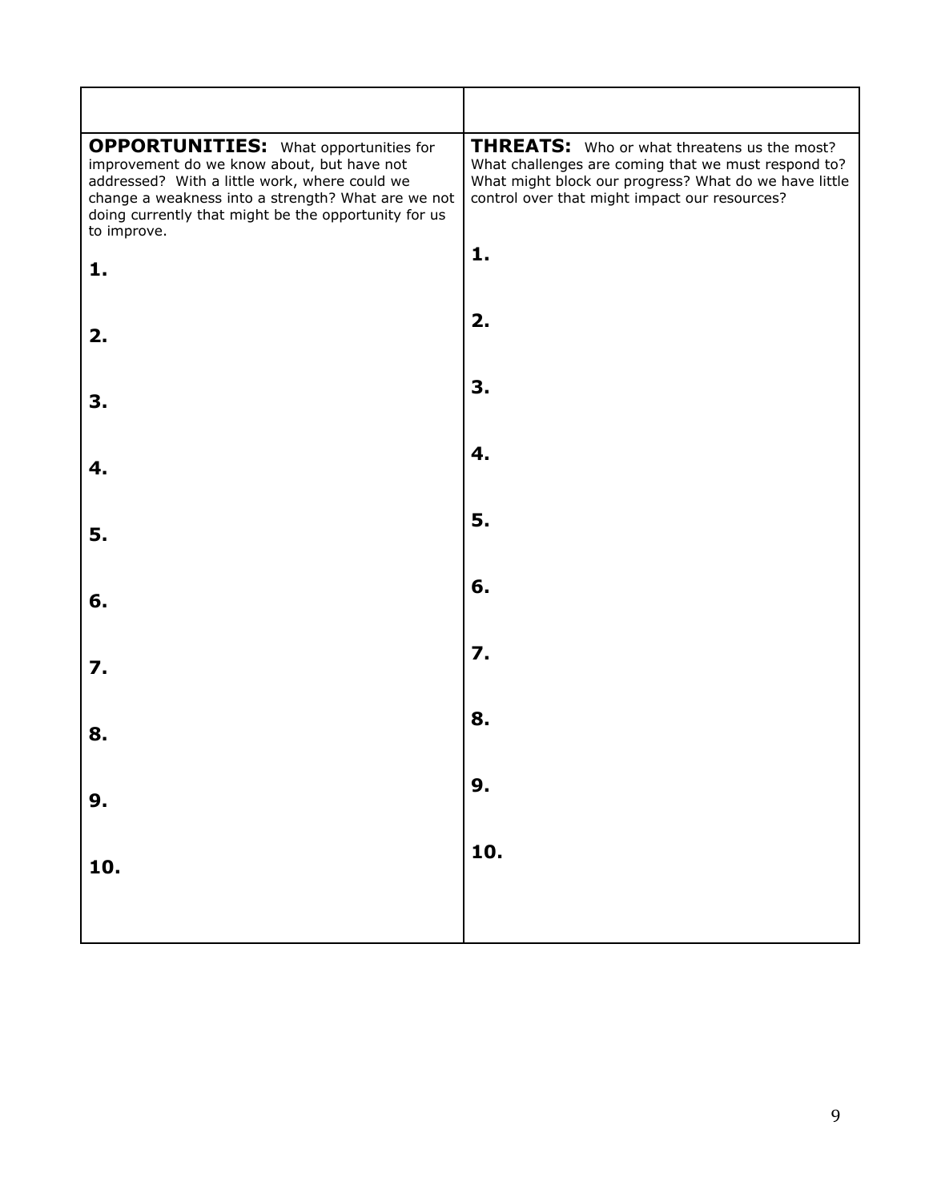| | |
|---|---|
| **OPPORTUNITIES:** What opportunities for improvement do we know about, but have not addressed? With a little work, where could we change a weakness into a strength? What are we not doing currently that might be the opportunity for us to improve.<br><br>**1.**<br><br>**2.**<br><br>**3.**<br><br>**4.**<br><br>**5.**<br><br>**6.**<br><br>**7.**<br><br>**8.**<br><br>**9.**<br><br>**10.** | **THREATS:** Who or what threatens us the most? What challenges are coming that we must respond to? What might block our progress? What do we have little control over that might impact our resources?<br><br>**1.**<br><br>**2.**<br><br>**3.**<br><br>**4.**<br><br>**5.**<br><br>**6.**<br><br>**7.**<br><br>**8.**<br><br>**9.**<br><br>**10.** |